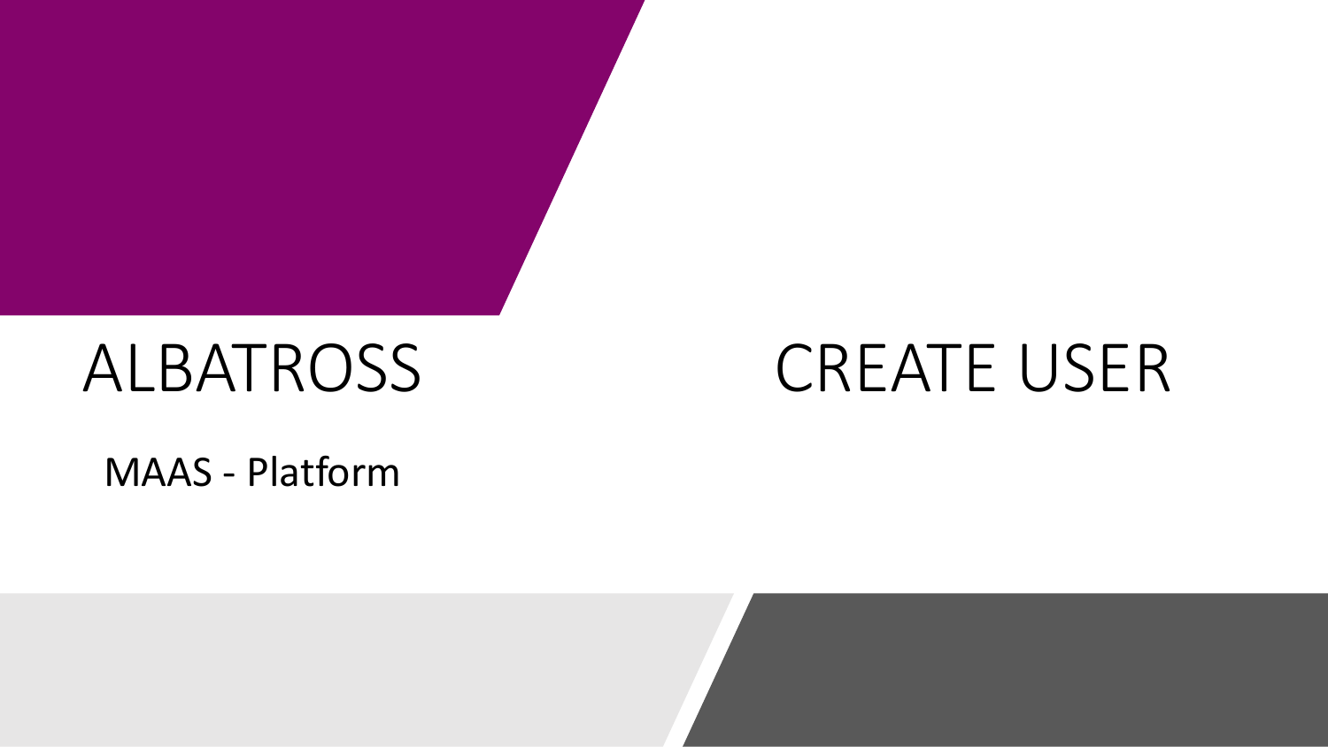# ALBATROSS

MAAS - Platform

# CREATE USER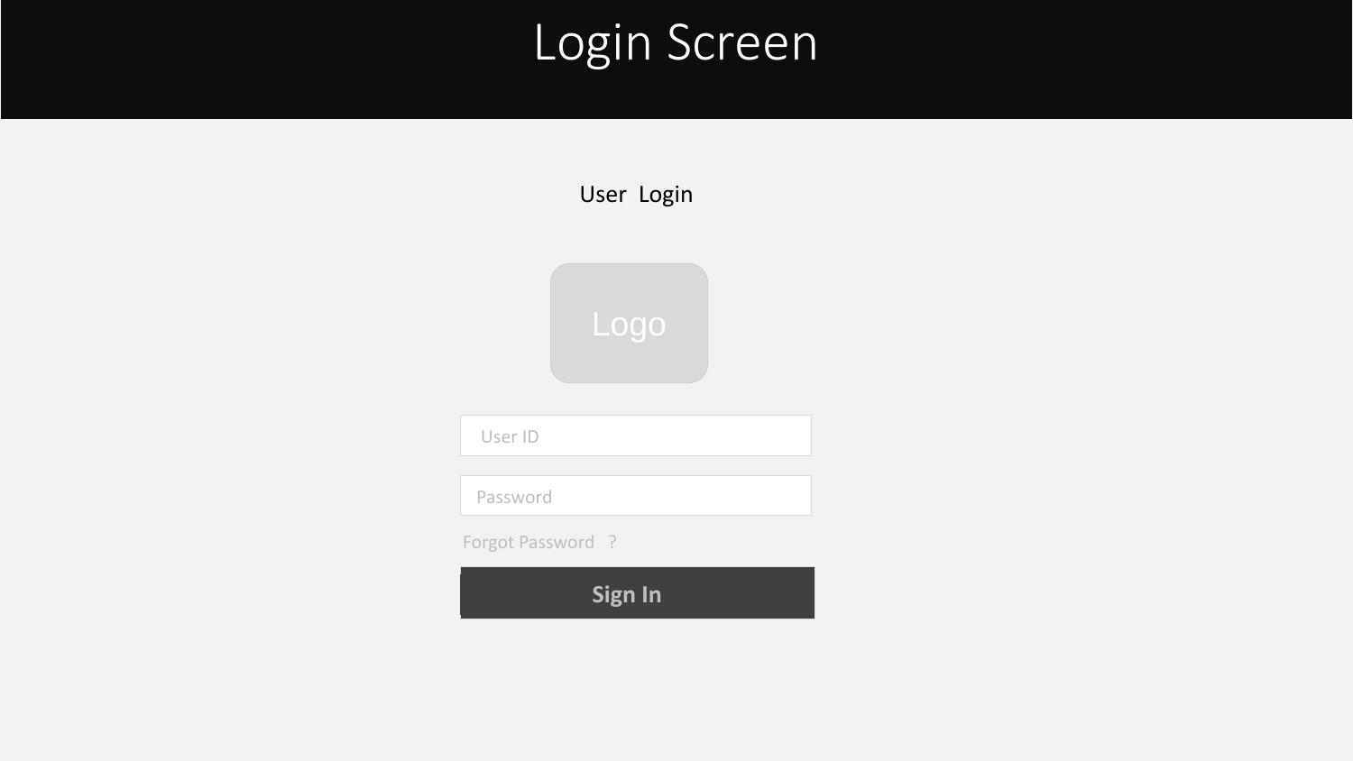# Login Screen

User Login

Logo

User ID

Password

Forgot Password ?

**Sign In**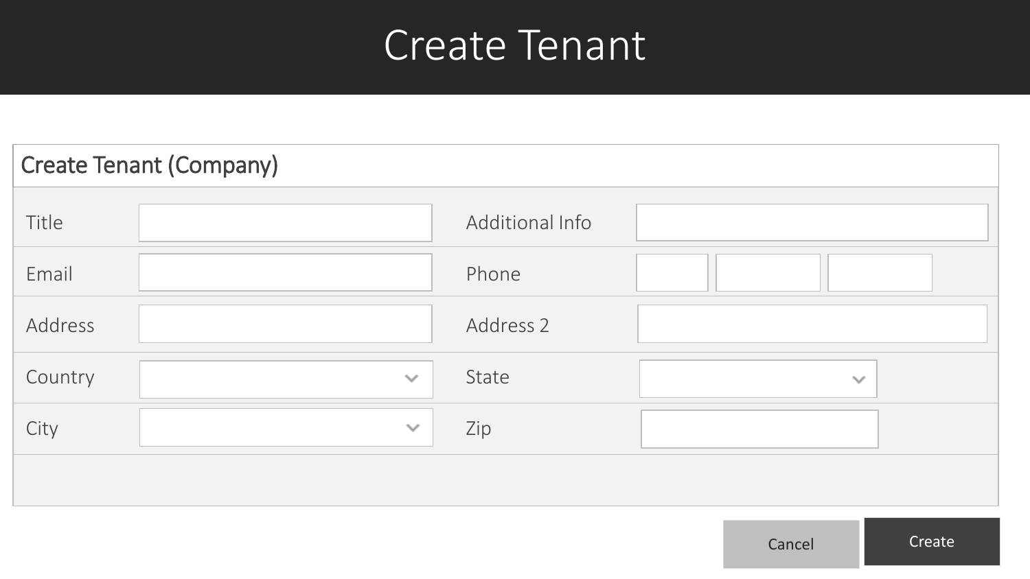# Create Tenant

## Create Tenant (Company)

| | | | |
|---|---|---|---|
| Title | | Additional Info | |
| Email | | Phone | |
| Address | | Address 2 | |
| Country | | State | |
| City | | Zip | |

Cancel

Create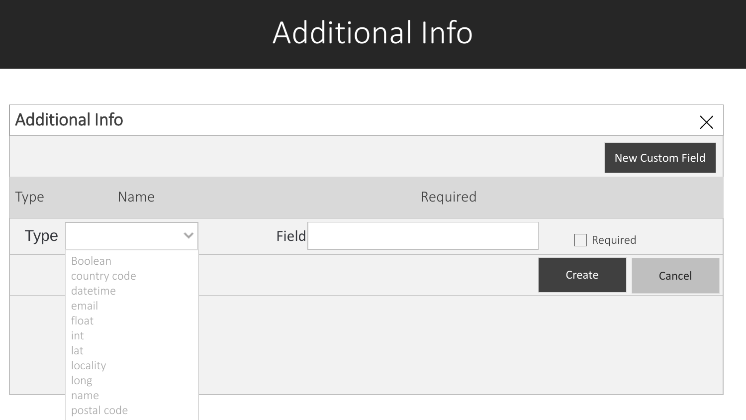# Additional Info

## Additional Info

×

New Custom Field

| Type | Name | Required |
| --- | --- | --- |

Type [ ▾ ] Field [ ] ☐ Required

- Boolean
- country code
- datetime
- email
- float
- int
- lat
- locality
- long
- name
- postal code

Create | Cancel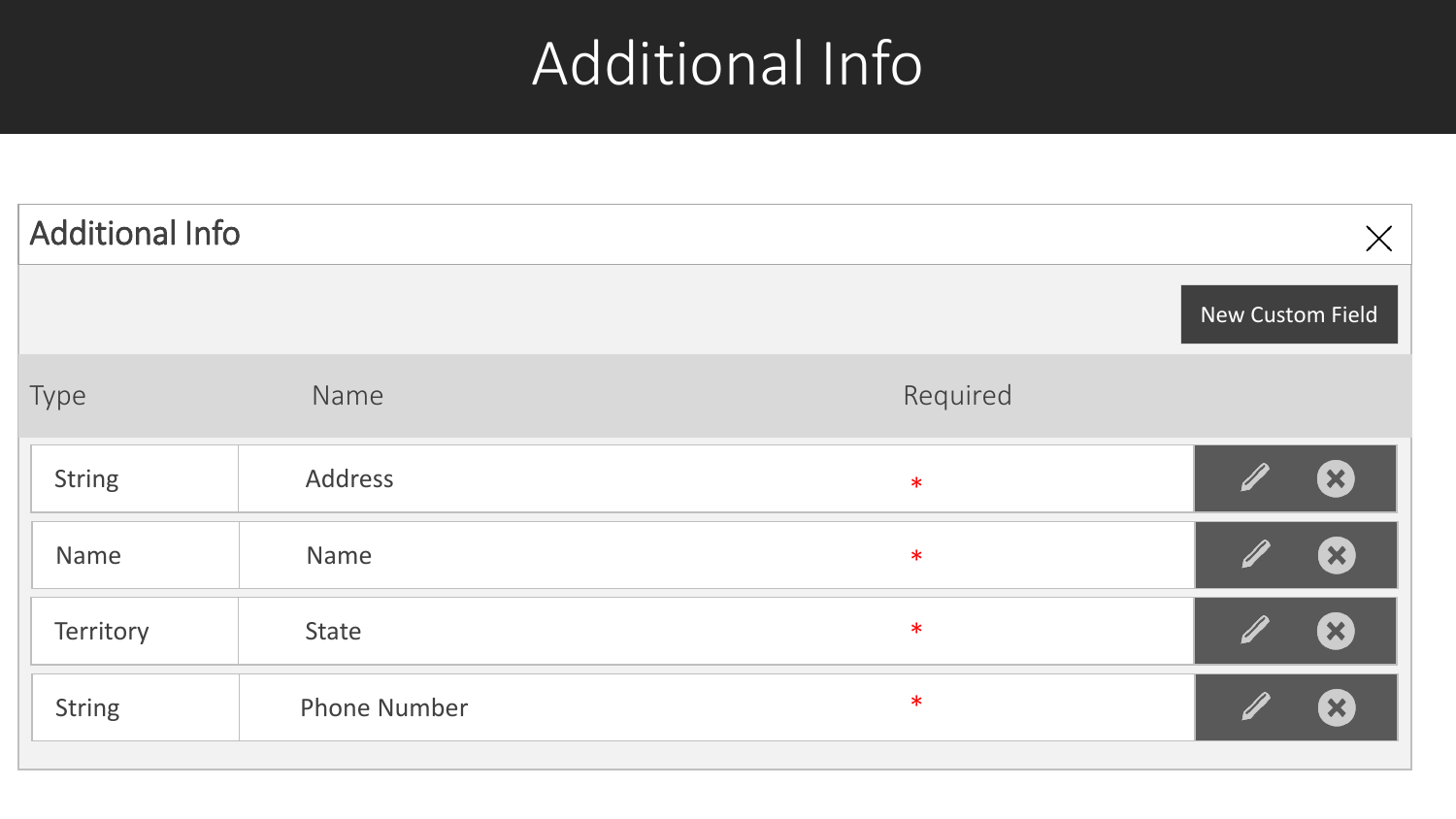# Additional Info

## Additional Info

New Custom Field

| Type | Name | Required |
|---|---|---|
| String | Address | * |
| Name | Name | * |
| Territory | State | * |
| String | Phone Number | * |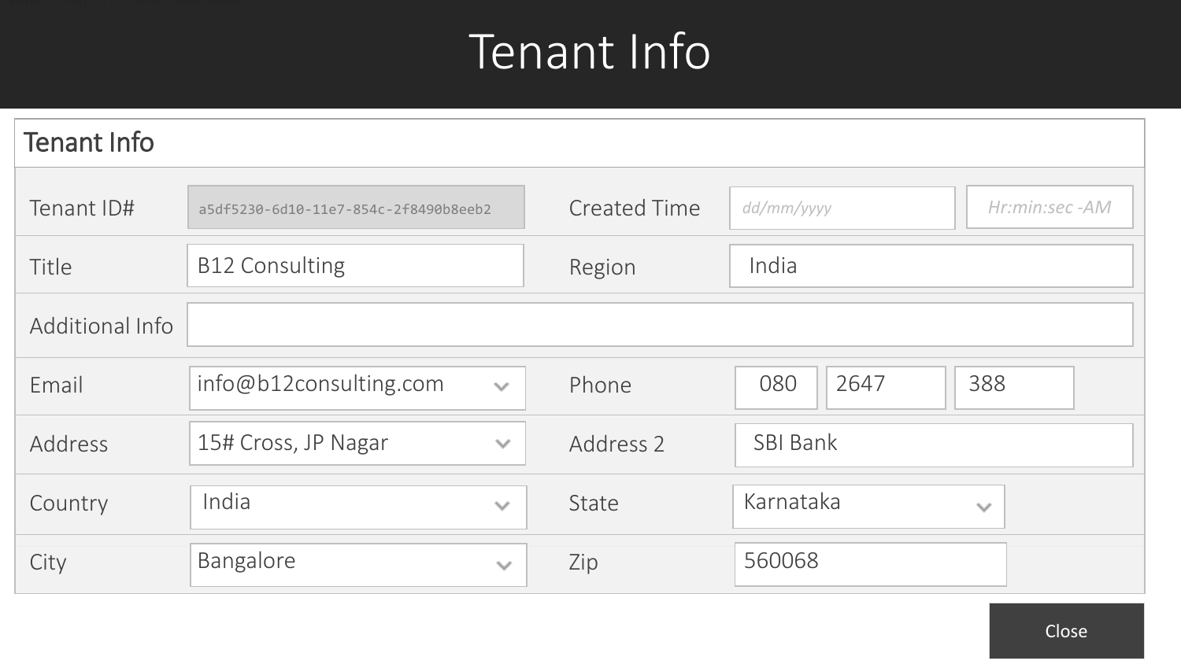# Tenant Info

## Tenant Info

| | | | |
|---|---|---|---|
| Tenant ID# | a5df5230-6d10-11e7-854c-2f8490b8eeb2 | Created Time | dd/mm/yyyy Hr:min:sec -AM |
| Title | B12 Consulting | Region | India |
| Additional Info | | | |
| Email | info@b12consulting.com | Phone | 080 2647 388 |
| Address | 15# Cross, JP Nagar | Address 2 | SBI Bank |
| Country | India | State | Karnataka |
| City | Bangalore | Zip | 560068 |

Close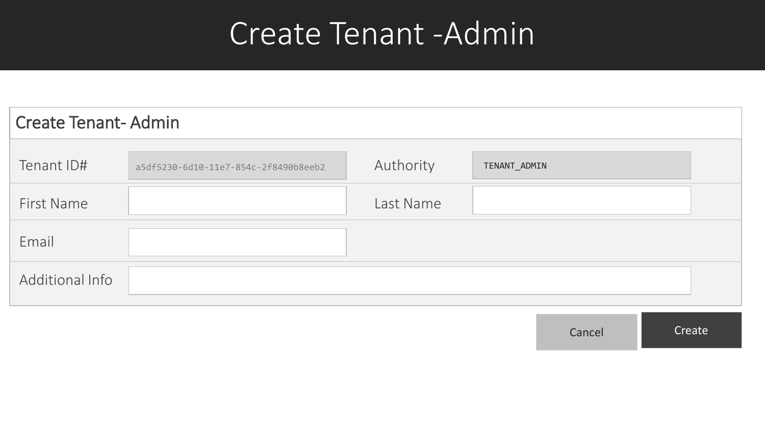# Create Tenant -Admin

## Create Tenant- Admin

| | | | |
|---|---|---|---|
| Tenant ID# | a5df5230-6d10-11e7-854c-2f8490b8eeb2 | Authority | TENANT_ADMIN |
| First Name | | Last Name | |
| Email | | | |
| Additional Info | | | |

Cancel | Create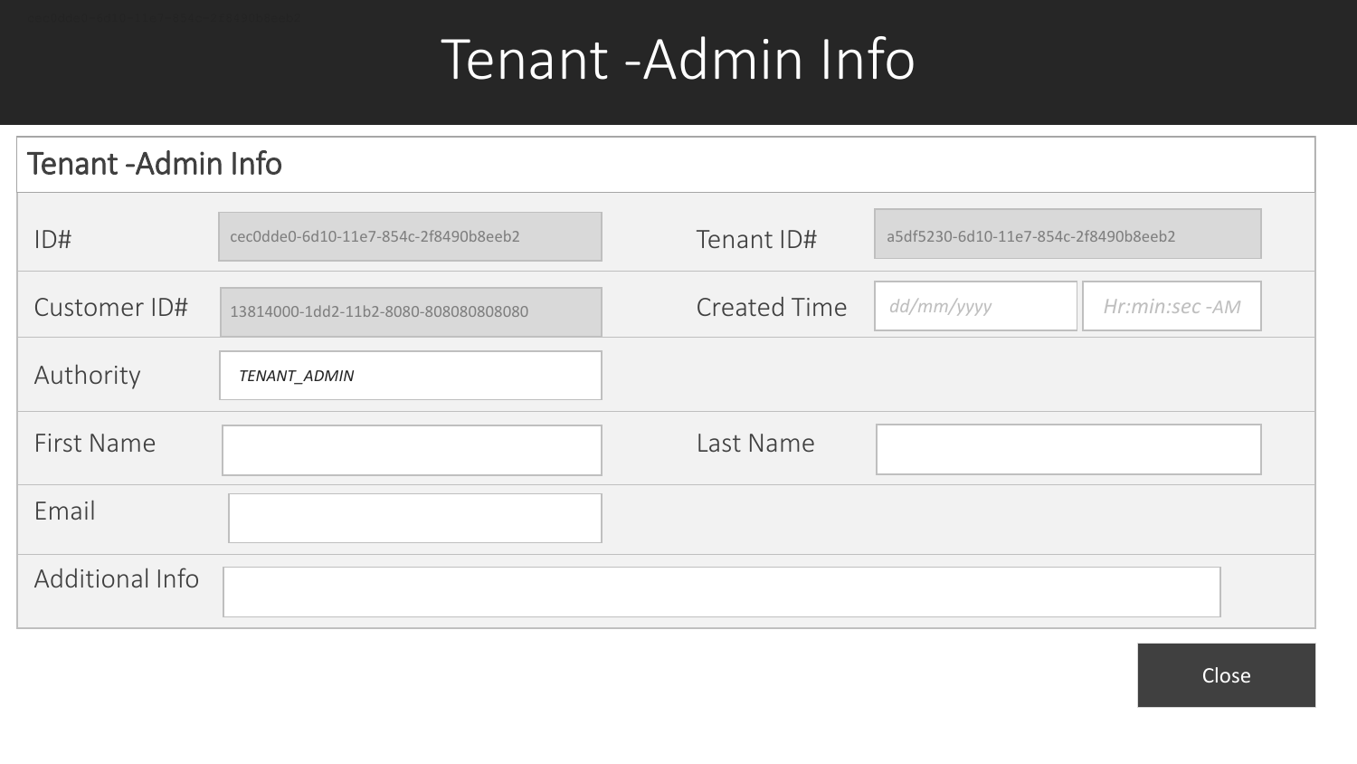# Tenant -Admin Info

## Tenant -Admin Info

| | | | |
|---|---|---|---|
| ID# | cec0dde0-6d10-11e7-854c-2f8490b8eeb2 | Tenant ID# | a5df5230-6d10-11e7-854c-2f8490b8eeb2 |
| Customer ID# | 13814000-1dd2-11b2-8080-808080808080 | Created Time | dd/mm/yyyy Hr:min:sec -AM |
| Authority | TENANT_ADMIN | | |
| First Name | | Last Name | |
| Email | | | |
| Additional Info | | | |

Close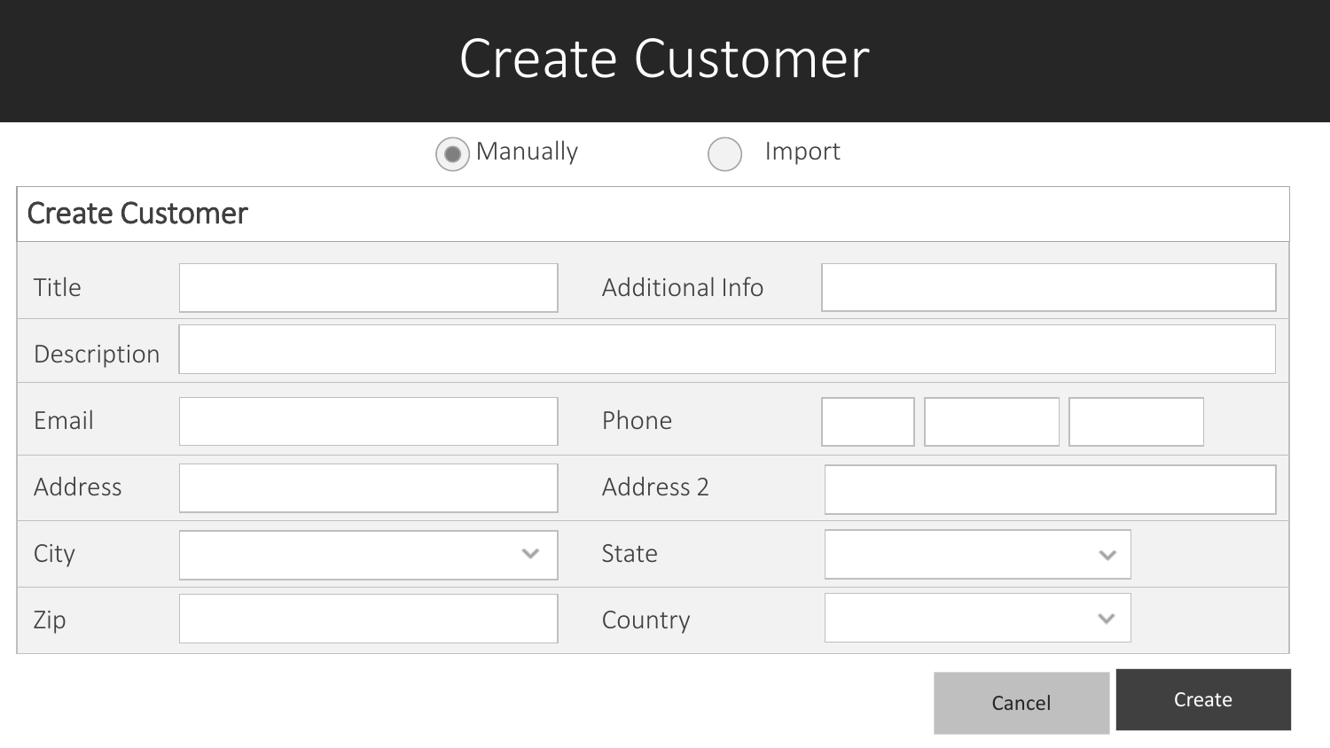# Create Customer

- (●) Manually
- ( ) Import

## Create Customer

| | | | |
|---|---|---|---|
| Title | | Additional Info | |
| Description | | | |
| Email | | Phone | |
| Address | | Address 2 | |
| City | | State | |
| Zip | | Country | |

Cancel | Create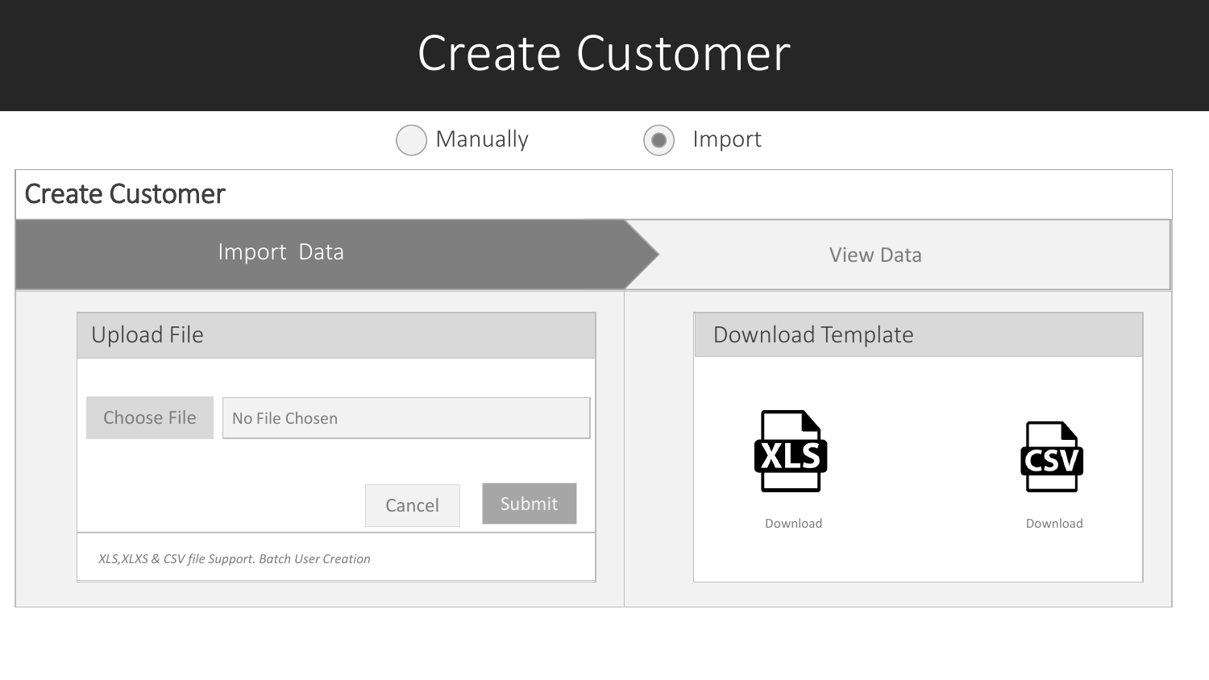# Create Customer

( ) Manually (•) Import

## Create Customer

**Import Data** | View Data

### Upload File

Choose File | No File Chosen

Cancel | Submit

*XLS,XLXS & CSV file Support. Batch User Creation*

### Download Template

XLS — Download

CSV — Download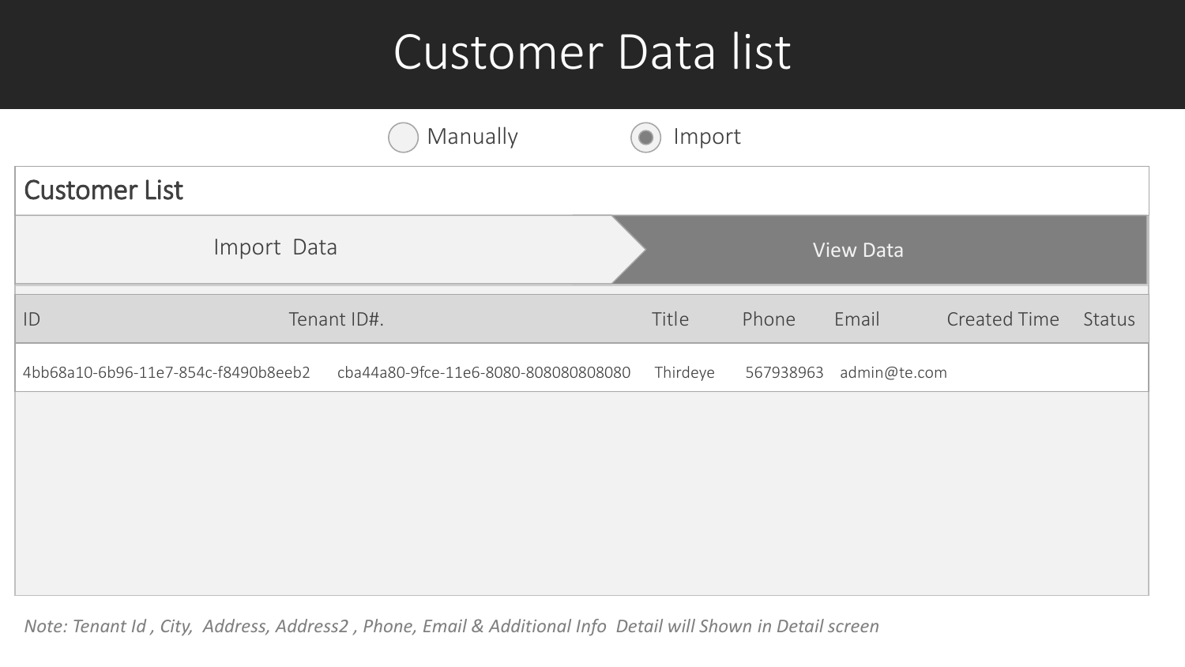# Customer Data list

( ) Manually (•) Import

## Customer List

Import Data | View Data

| ID | Tenant ID#. | Title | Phone | Email | Created Time | Status |
|---|---|---|---|---|---|---|
| 4bb68a10-6b96-11e7-854c-f8490b8eeb2 | cba44a80-9fce-11e6-8080-808080808080 | Thirdeye | 567938963 | admin@te.com | | |

*Note: Tenant Id , City, Address, Address2 , Phone, Email & Additional Info Detail will Shown in Detail screen*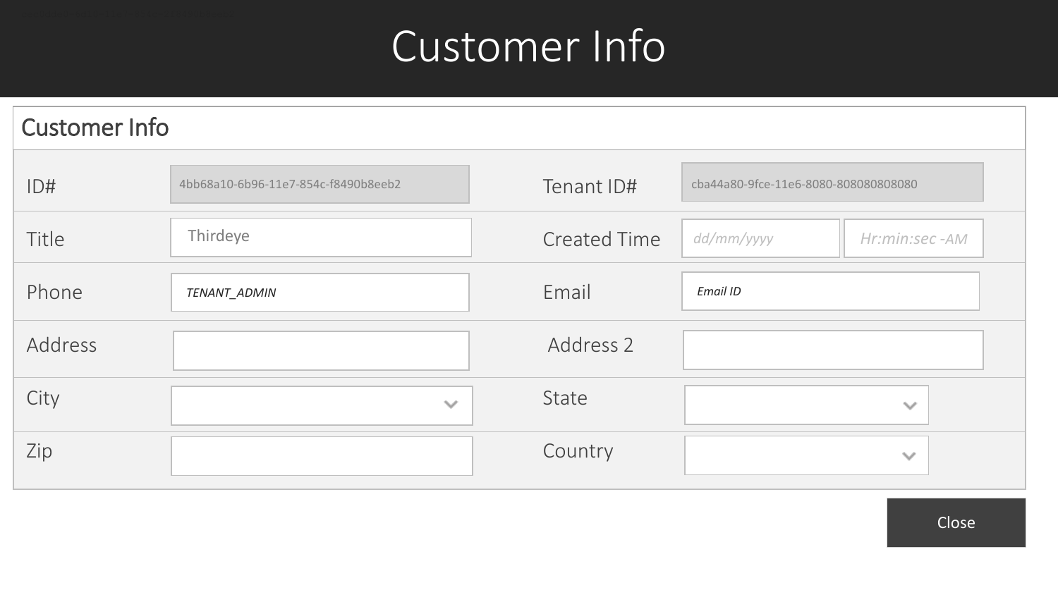# Customer Info

## Customer Info

| | | | |
|---|---|---|---|
| ID# | 4bb68a10-6b96-11e7-854c-f8490b8eeb2 | Tenant ID# | cba44a80-9fce-11e6-8080-808080808080 |
| Title | Thirdeye | Created Time | dd/mm/yyyy Hr:min:sec -AM |
| Phone | TENANT_ADMIN | Email | Email ID |
| Address | | Address 2 | |
| City | | State | |
| Zip | | Country | |

Close